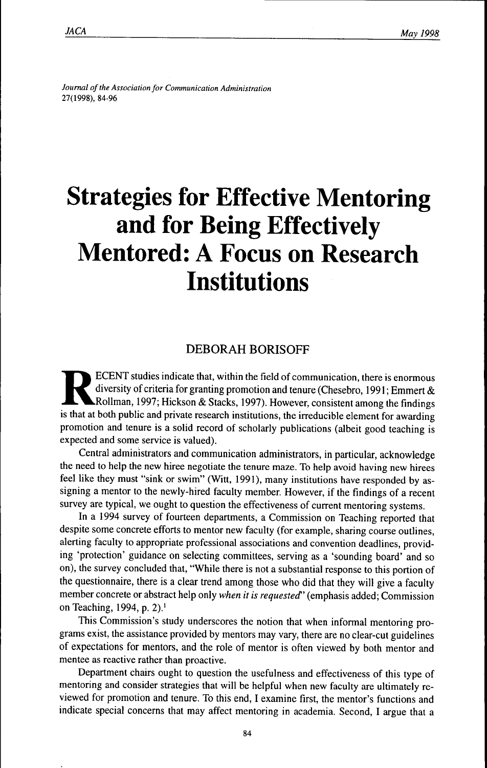*Journal of the Association for Communication Administration*
27(1998), 84-96

# Strategies for Effective Mentoring and for Being Effectively Mentored: A Focus on Research Institutions

## DEBORAH BORISOFF

RECENT studies indicate that, within the field of communication, there is enormous diversity of criteria for granting promotion and tenure (Chesebro, 1991; Emmert & Rollman, 1997; Hickson & Stacks, 1997). However, consistent among the findings is that at both public and private research institutions, the irreducible element for awarding promotion and tenure is a solid record of scholarly publications (albeit good teaching is expected and some service is valued).

Central administrators and communication administrators, in particular, acknowledge the need to help the new hiree negotiate the tenure maze. To help avoid having new hirees feel like they must "sink or swim" (Witt, 1991), many institutions have responded by assigning a mentor to the newly-hired faculty member. However, if the findings of a recent survey are typical, we ought to question the effectiveness of current mentoring systems.

In a 1994 survey of fourteen departments, a Commission on Teaching reported that despite some concrete efforts to mentor new faculty (for example, sharing course outlines, alerting faculty to appropriate professional associations and convention deadlines, providing 'protection' guidance on selecting committees, serving as a 'sounding board' and so on), the survey concluded that, "While there is not a substantial response to this portion of the questionnaire, there is a clear trend among those who did that they will give a faculty member concrete or abstract help only *when it is requested*" (emphasis added; Commission on Teaching, 1994, p. 2).[1]

This Commission's study underscores the notion that when informal mentoring programs exist, the assistance provided by mentors may vary, there are no clear-cut guidelines of expectations for mentors, and the role of mentor is often viewed by both mentor and mentee as reactive rather than proactive.

Department chairs ought to question the usefulness and effectiveness of this type of mentoring and consider strategies that will be helpful when new faculty are ultimately reviewed for promotion and tenure. To this end, I examine first, the mentor's functions and indicate special concerns that may affect mentoring in academia. Second, I argue that a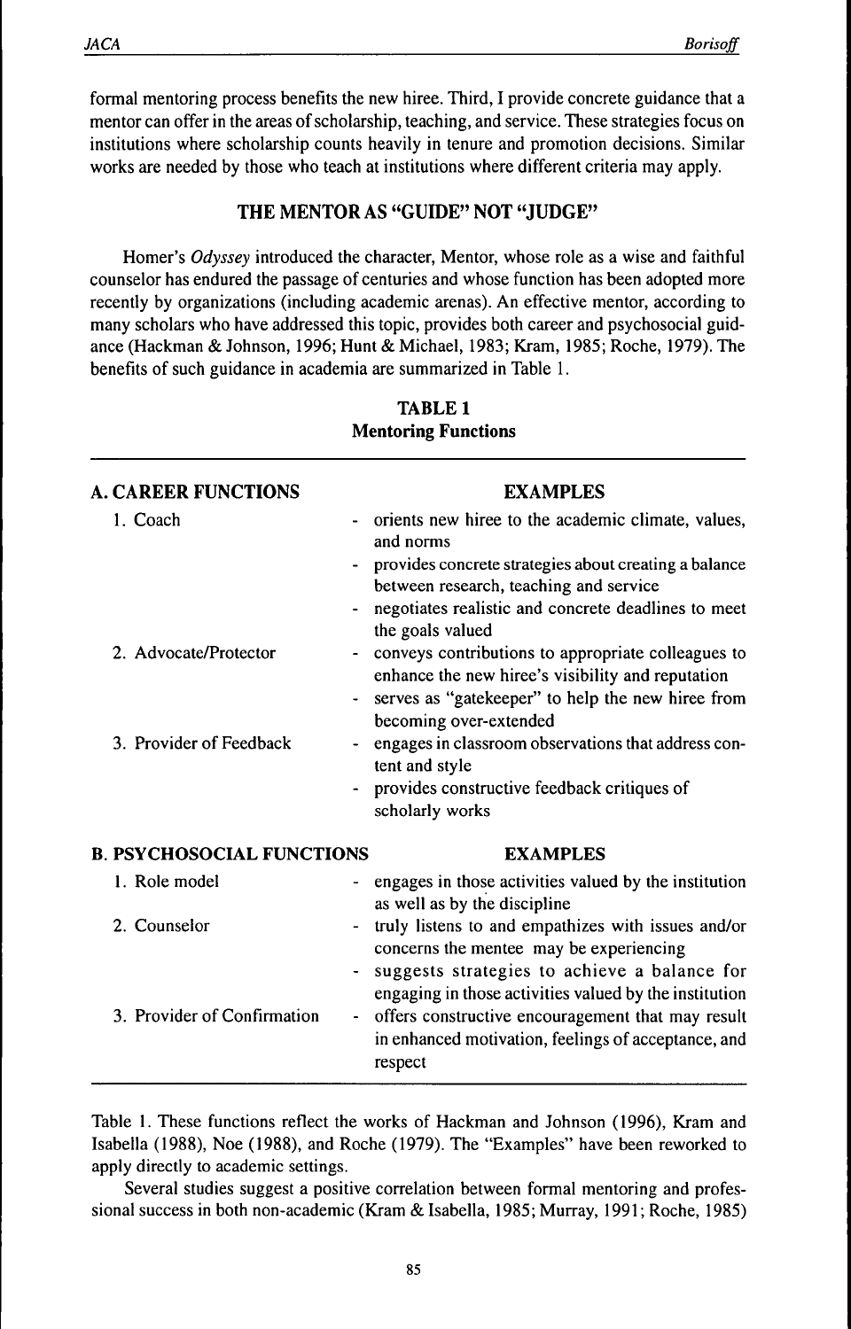formal mentoring process benefits the new hiree. Third, I provide concrete guidance that a mentor can offer in the areas of scholarship, teaching, and service. These strategies focus on institutions where scholarship counts heavily in tenure and promotion decisions. Similar works are needed by those who teach at institutions where different criteria may apply.

## THE MENTOR AS "GUIDE" NOT "JUDGE"

Homer's *Odyssey* introduced the character, Mentor, whose role as a wise and faithful counselor has endured the passage of centuries and whose function has been adopted more recently by organizations (including academic arenas). An effective mentor, according to many scholars who have addressed this topic, provides both career and psychosocial guidance (Hackman & Johnson, 1996; Hunt & Michael, 1983; Kram, 1985; Roche, 1979). The benefits of such guidance in academia are summarized in Table 1.

**TABLE 1**
**Mentoring Functions**

| **A. CAREER FUNCTIONS** | **EXAMPLES** |
|---|---|
| 1. Coach | - orients new hiree to the academic climate, values, and norms<br>- provides concrete strategies about creating a balance between research, teaching and service<br>- negotiates realistic and concrete deadlines to meet the goals valued |
| 2. Advocate/Protector | - conveys contributions to appropriate colleagues to enhance the new hiree's visibility and reputation<br>- serves as "gatekeeper" to help the new hiree from becoming over-extended |
| 3. Provider of Feedback | - engages in classroom observations that address content and style<br>- provides constructive feedback critiques of scholarly works |
| **B. PSYCHOSOCIAL FUNCTIONS** | **EXAMPLES** |
| 1. Role model | - engages in those activities valued by the institution as well as by the discipline |
| 2. Counselor | - truly listens to and empathizes with issues and/or concerns the mentee may be experiencing<br>- suggests strategies to achieve a balance for engaging in those activities valued by the institution |
| 3. Provider of Confirmation | - offers constructive encouragement that may result in enhanced motivation, feelings of acceptance, and respect |

Table 1. These functions reflect the works of Hackman and Johnson (1996), Kram and Isabella (1988), Noe (1988), and Roche (1979). The "Examples" have been reworked to apply directly to academic settings.

Several studies suggest a positive correlation between formal mentoring and professional success in both non-academic (Kram & Isabella, 1985; Murray, 1991; Roche, 1985)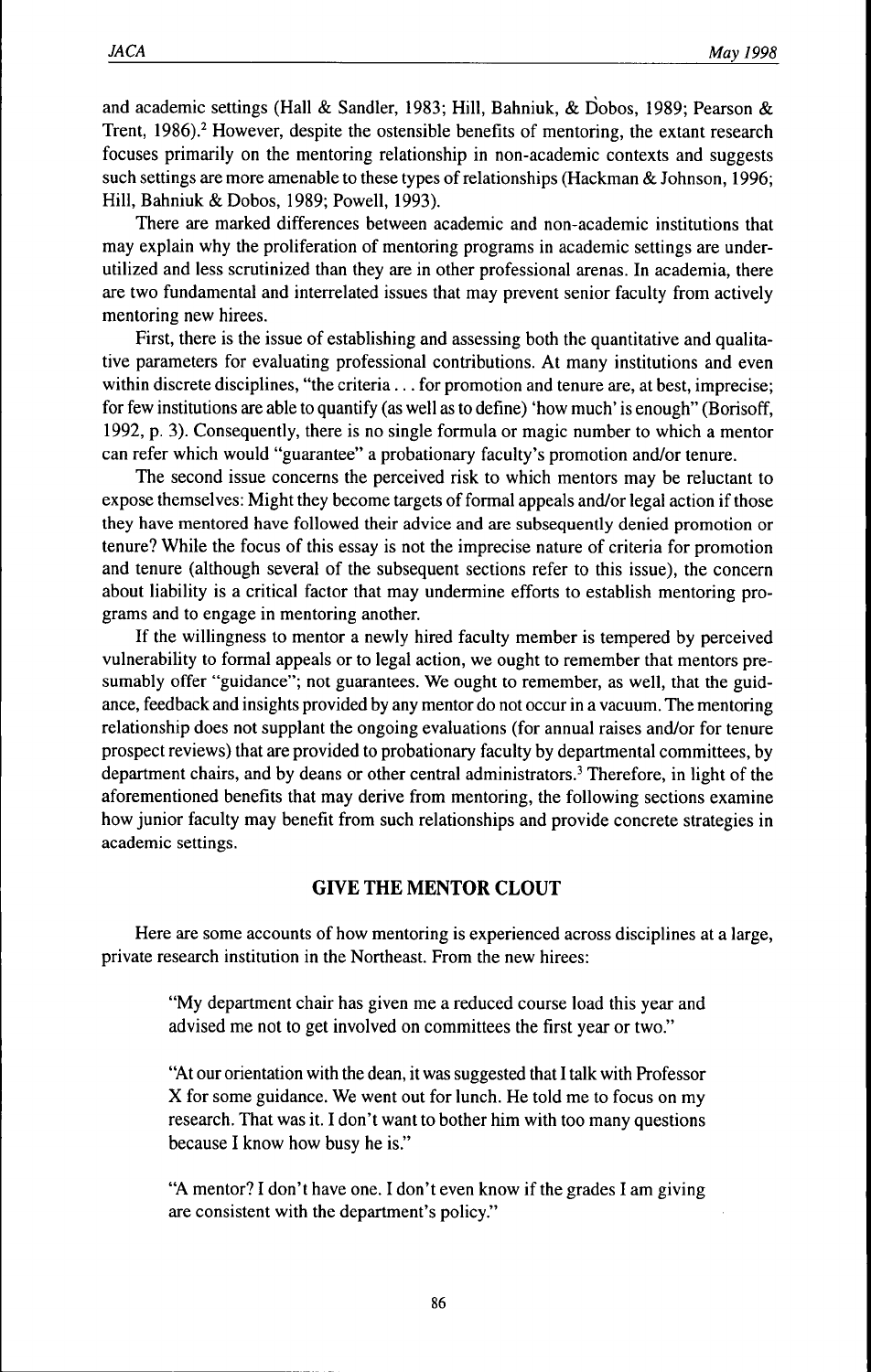and academic settings (Hall & Sandler, 1983; Hill, Bahniuk, & Dobos, 1989; Pearson & Trent, 1986).[2] However, despite the ostensible benefits of mentoring, the extant research focuses primarily on the mentoring relationship in non-academic contexts and suggests such settings are more amenable to these types of relationships (Hackman & Johnson, 1996; Hill, Bahniuk & Dobos, 1989; Powell, 1993).

There are marked differences between academic and non-academic institutions that may explain why the proliferation of mentoring programs in academic settings are underutilized and less scrutinized than they are in other professional arenas. In academia, there are two fundamental and interrelated issues that may prevent senior faculty from actively mentoring new hirees.

First, there is the issue of establishing and assessing both the quantitative and qualitative parameters for evaluating professional contributions. At many institutions and even within discrete disciplines, "the criteria . . . for promotion and tenure are, at best, imprecise; for few institutions are able to quantify (as well as to define) 'how much' is enough" (Borisoff, 1992, p. 3). Consequently, there is no single formula or magic number to which a mentor can refer which would "guarantee" a probationary faculty's promotion and/or tenure.

The second issue concerns the perceived risk to which mentors may be reluctant to expose themselves: Might they become targets of formal appeals and/or legal action if those they have mentored have followed their advice and are subsequently denied promotion or tenure? While the focus of this essay is not the imprecise nature of criteria for promotion and tenure (although several of the subsequent sections refer to this issue), the concern about liability is a critical factor that may undermine efforts to establish mentoring programs and to engage in mentoring another.

If the willingness to mentor a newly hired faculty member is tempered by perceived vulnerability to formal appeals or to legal action, we ought to remember that mentors presumably offer "guidance"; not guarantees. We ought to remember, as well, that the guidance, feedback and insights provided by any mentor do not occur in a vacuum. The mentoring relationship does not supplant the ongoing evaluations (for annual raises and/or for tenure prospect reviews) that are provided to probationary faculty by departmental committees, by department chairs, and by deans or other central administrators.[3] Therefore, in light of the aforementioned benefits that may derive from mentoring, the following sections examine how junior faculty may benefit from such relationships and provide concrete strategies in academic settings.

## GIVE THE MENTOR CLOUT

Here are some accounts of how mentoring is experienced across disciplines at a large, private research institution in the Northeast. From the new hirees:

> "My department chair has given me a reduced course load this year and advised me not to get involved on committees the first year or two."

> "At our orientation with the dean, it was suggested that I talk with Professor X for some guidance. We went out for lunch. He told me to focus on my research. That was it. I don't want to bother him with too many questions because I know how busy he is."

> "A mentor? I don't have one. I don't even know if the grades I am giving are consistent with the department's policy."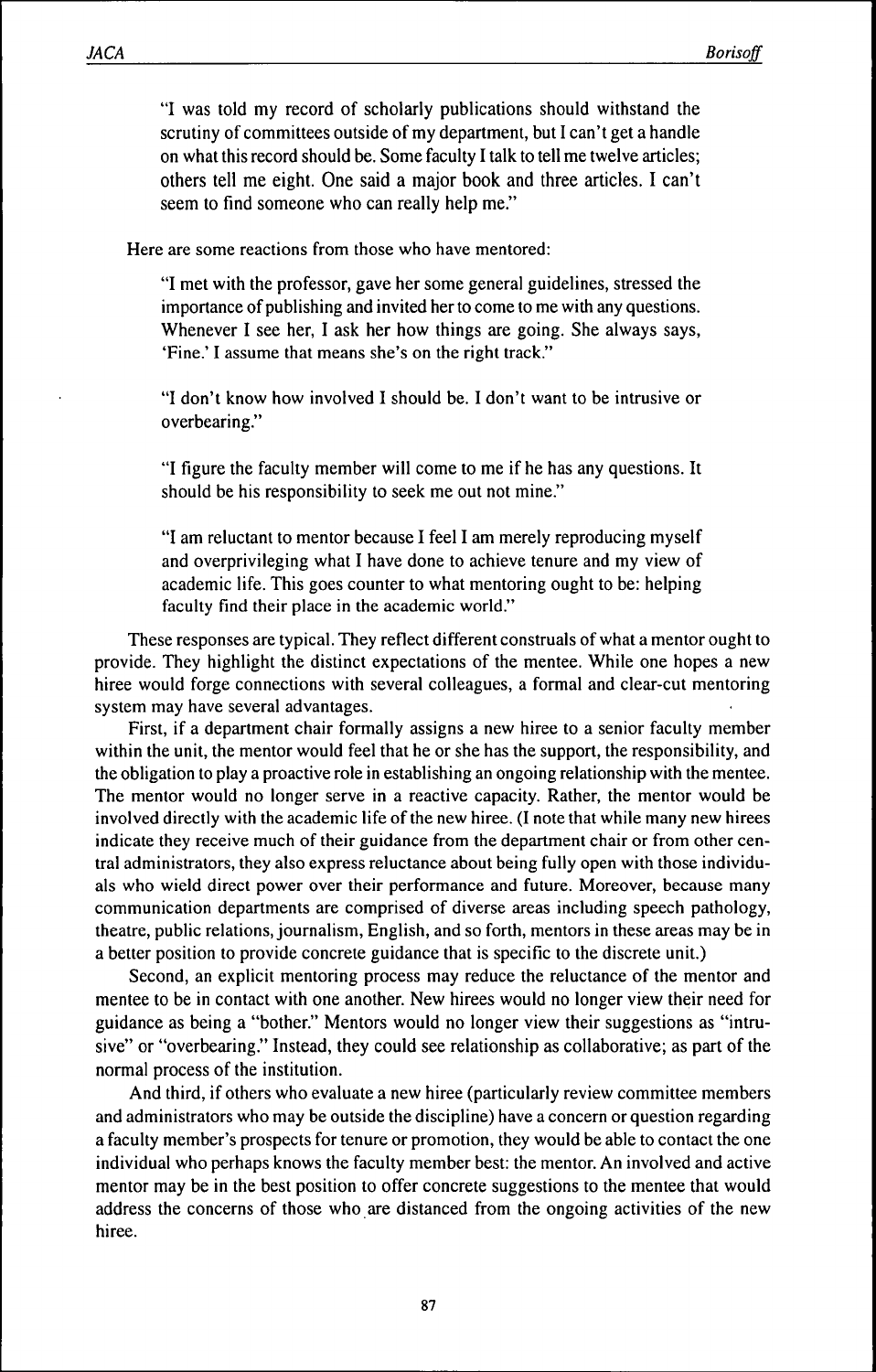> "I was told my record of scholarly publications should withstand the scrutiny of committees outside of my department, but I can't get a handle on what this record should be. Some faculty I talk to tell me twelve articles; others tell me eight. One said a major book and three articles. I can't seem to find someone who can really help me."

Here are some reactions from those who have mentored:

> "I met with the professor, gave her some general guidelines, stressed the importance of publishing and invited her to come to me with any questions. Whenever I see her, I ask her how things are going. She always says, 'Fine.' I assume that means she's on the right track."

> "I don't know how involved I should be. I don't want to be intrusive or overbearing."

> "I figure the faculty member will come to me if he has any questions. It should be his responsibility to seek me out not mine."

> "I am reluctant to mentor because I feel I am merely reproducing myself and overprivileging what I have done to achieve tenure and my view of academic life. This goes counter to what mentoring ought to be: helping faculty find their place in the academic world."

These responses are typical. They reflect different construals of what a mentor ought to provide. They highlight the distinct expectations of the mentee. While one hopes a new hiree would forge connections with several colleagues, a formal and clear-cut mentoring system may have several advantages.

First, if a department chair formally assigns a new hiree to a senior faculty member within the unit, the mentor would feel that he or she has the support, the responsibility, and the obligation to play a proactive role in establishing an ongoing relationship with the mentee. The mentor would no longer serve in a reactive capacity. Rather, the mentor would be involved directly with the academic life of the new hiree. (I note that while many new hirees indicate they receive much of their guidance from the department chair or from other central administrators, they also express reluctance about being fully open with those individuals who wield direct power over their performance and future. Moreover, because many communication departments are comprised of diverse areas including speech pathology, theatre, public relations, journalism, English, and so forth, mentors in these areas may be in a better position to provide concrete guidance that is specific to the discrete unit.)

Second, an explicit mentoring process may reduce the reluctance of the mentor and mentee to be in contact with one another. New hirees would no longer view their need for guidance as being a "bother." Mentors would no longer view their suggestions as "intrusive" or "overbearing." Instead, they could see relationship as collaborative; as part of the normal process of the institution.

And third, if others who evaluate a new hiree (particularly review committee members and administrators who may be outside the discipline) have a concern or question regarding a faculty member's prospects for tenure or promotion, they would be able to contact the one individual who perhaps knows the faculty member best: the mentor. An involved and active mentor may be in the best position to offer concrete suggestions to the mentee that would address the concerns of those who are distanced from the ongoing activities of the new hiree.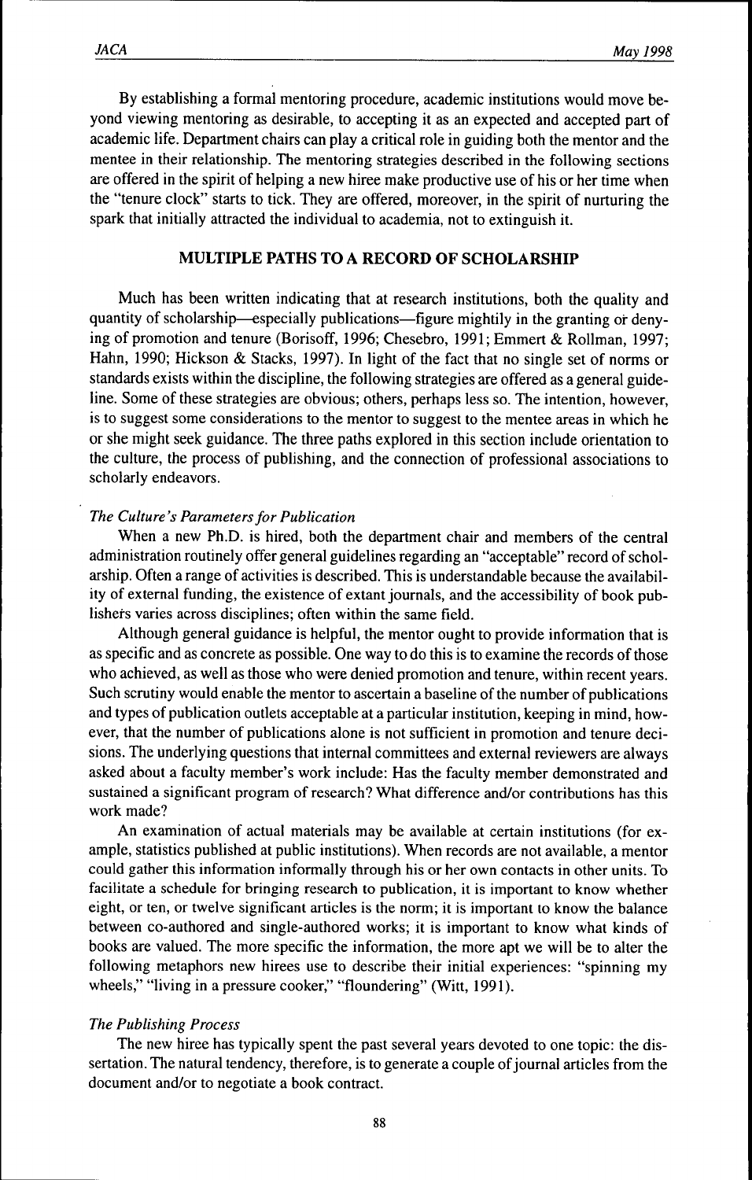By establishing a formal mentoring procedure, academic institutions would move beyond viewing mentoring as desirable, to accepting it as an expected and accepted part of academic life. Department chairs can play a critical role in guiding both the mentor and the mentee in their relationship. The mentoring strategies described in the following sections are offered in the spirit of helping a new hiree make productive use of his or her time when the "tenure clock" starts to tick. They are offered, moreover, in the spirit of nurturing the spark that initially attracted the individual to academia, not to extinguish it.

## MULTIPLE PATHS TO A RECORD OF SCHOLARSHIP

Much has been written indicating that at research institutions, both the quality and quantity of scholarship—especially publications—figure mightily in the granting or denying of promotion and tenure (Borisoff, 1996; Chesebro, 1991; Emmert & Rollman, 1997; Hahn, 1990; Hickson & Stacks, 1997). In light of the fact that no single set of norms or standards exists within the discipline, the following strategies are offered as a general guideline. Some of these strategies are obvious; others, perhaps less so. The intention, however, is to suggest some considerations to the mentor to suggest to the mentee areas in which he or she might seek guidance. The three paths explored in this section include orientation to the culture, the process of publishing, and the connection of professional associations to scholarly endeavors.

### *The Culture's Parameters for Publication*

When a new Ph.D. is hired, both the department chair and members of the central administration routinely offer general guidelines regarding an "acceptable" record of scholarship. Often a range of activities is described. This is understandable because the availability of external funding, the existence of extant journals, and the accessibility of book publishers varies across disciplines; often within the same field.

Although general guidance is helpful, the mentor ought to provide information that is as specific and as concrete as possible. One way to do this is to examine the records of those who achieved, as well as those who were denied promotion and tenure, within recent years. Such scrutiny would enable the mentor to ascertain a baseline of the number of publications and types of publication outlets acceptable at a particular institution, keeping in mind, however, that the number of publications alone is not sufficient in promotion and tenure decisions. The underlying questions that internal committees and external reviewers are always asked about a faculty member's work include: Has the faculty member demonstrated and sustained a significant program of research? What difference and/or contributions has this work made?

An examination of actual materials may be available at certain institutions (for example, statistics published at public institutions). When records are not available, a mentor could gather this information informally through his or her own contacts in other units. To facilitate a schedule for bringing research to publication, it is important to know whether eight, or ten, or twelve significant articles is the norm; it is important to know the balance between co-authored and single-authored works; it is important to know what kinds of books are valued. The more specific the information, the more apt we will be to alter the following metaphors new hirees use to describe their initial experiences: "spinning my wheels," "living in a pressure cooker," "floundering" (Witt, 1991).

### *The Publishing Process*

The new hiree has typically spent the past several years devoted to one topic: the dissertation. The natural tendency, therefore, is to generate a couple of journal articles from the document and/or to negotiate a book contract.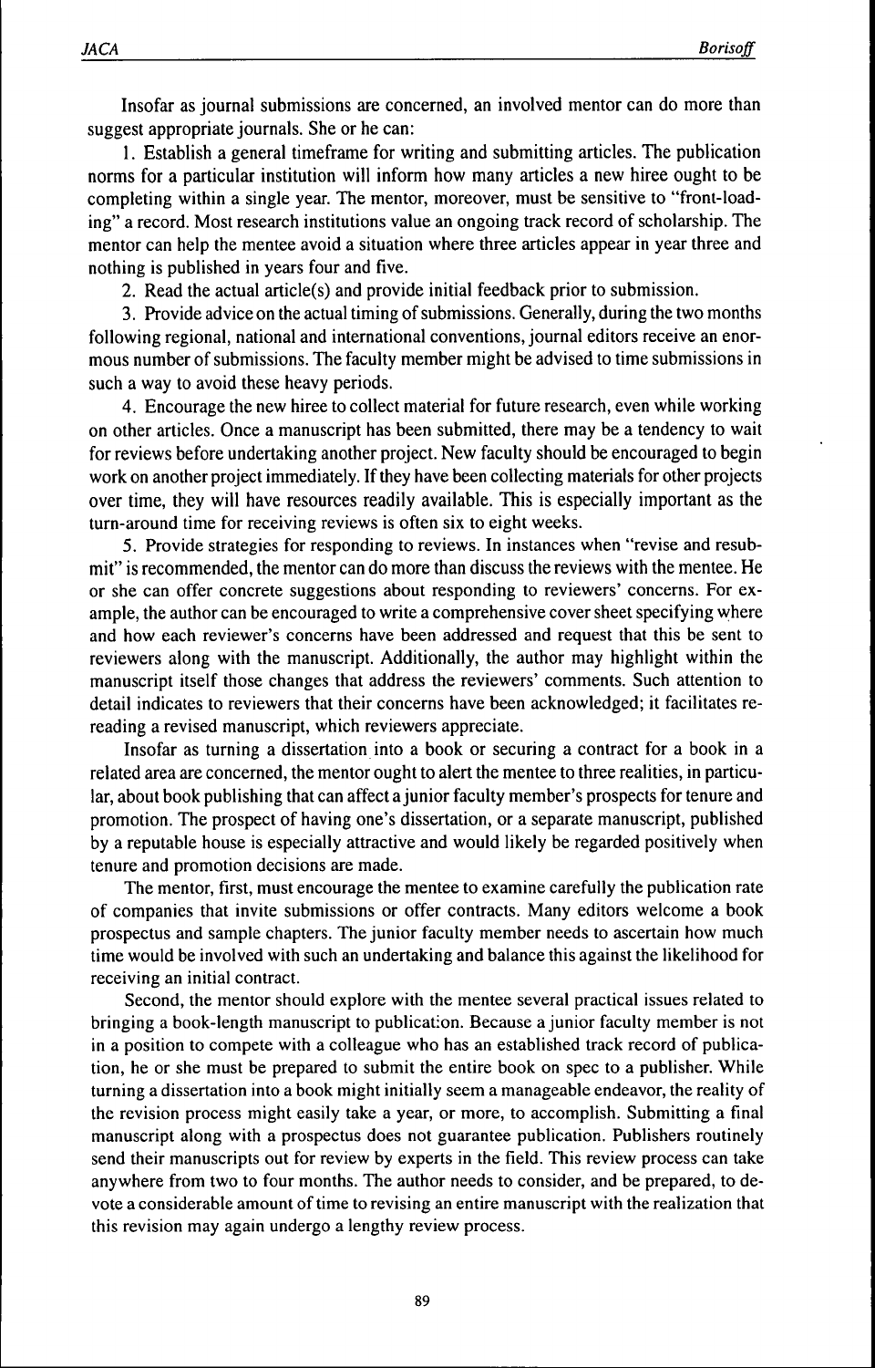Insofar as journal submissions are concerned, an involved mentor can do more than suggest appropriate journals. She or he can:

1. Establish a general timeframe for writing and submitting articles. The publication norms for a particular institution will inform how many articles a new hiree ought to be completing within a single year. The mentor, moreover, must be sensitive to "front-loading" a record. Most research institutions value an ongoing track record of scholarship. The mentor can help the mentee avoid a situation where three articles appear in year three and nothing is published in years four and five.

2. Read the actual article(s) and provide initial feedback prior to submission.

3. Provide advice on the actual timing of submissions. Generally, during the two months following regional, national and international conventions, journal editors receive an enormous number of submissions. The faculty member might be advised to time submissions in such a way to avoid these heavy periods.

4. Encourage the new hiree to collect material for future research, even while working on other articles. Once a manuscript has been submitted, there may be a tendency to wait for reviews before undertaking another project. New faculty should be encouraged to begin work on another project immediately. If they have been collecting materials for other projects over time, they will have resources readily available. This is especially important as the turn-around time for receiving reviews is often six to eight weeks.

5. Provide strategies for responding to reviews. In instances when "revise and resubmit" is recommended, the mentor can do more than discuss the reviews with the mentee. He or she can offer concrete suggestions about responding to reviewers' concerns. For example, the author can be encouraged to write a comprehensive cover sheet specifying where and how each reviewer's concerns have been addressed and request that this be sent to reviewers along with the manuscript. Additionally, the author may highlight within the manuscript itself those changes that address the reviewers' comments. Such attention to detail indicates to reviewers that their concerns have been acknowledged; it facilitates rereading a revised manuscript, which reviewers appreciate.

Insofar as turning a dissertation into a book or securing a contract for a book in a related area are concerned, the mentor ought to alert the mentee to three realities, in particular, about book publishing that can affect a junior faculty member's prospects for tenure and promotion. The prospect of having one's dissertation, or a separate manuscript, published by a reputable house is especially attractive and would likely be regarded positively when tenure and promotion decisions are made.

The mentor, first, must encourage the mentee to examine carefully the publication rate of companies that invite submissions or offer contracts. Many editors welcome a book prospectus and sample chapters. The junior faculty member needs to ascertain how much time would be involved with such an undertaking and balance this against the likelihood for receiving an initial contract.

Second, the mentor should explore with the mentee several practical issues related to bringing a book-length manuscript to publication. Because a junior faculty member is not in a position to compete with a colleague who has an established track record of publication, he or she must be prepared to submit the entire book on spec to a publisher. While turning a dissertation into a book might initially seem a manageable endeavor, the reality of the revision process might easily take a year, or more, to accomplish. Submitting a final manuscript along with a prospectus does not guarantee publication. Publishers routinely send their manuscripts out for review by experts in the field. This review process can take anywhere from two to four months. The author needs to consider, and be prepared, to devote a considerable amount of time to revising an entire manuscript with the realization that this revision may again undergo a lengthy review process.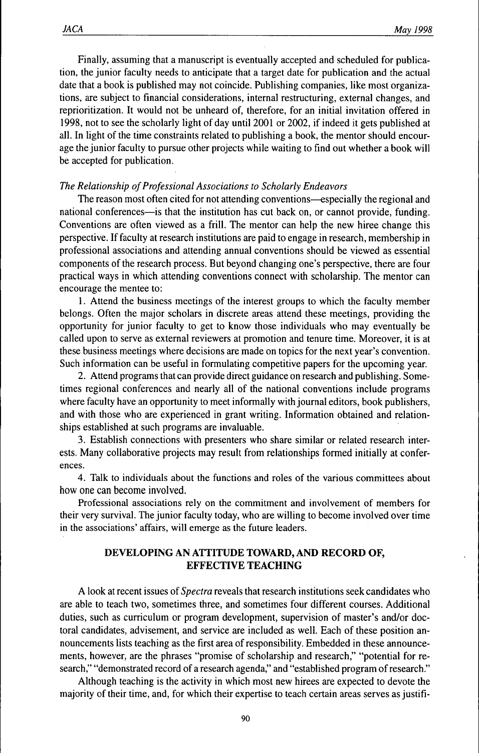Finally, assuming that a manuscript is eventually accepted and scheduled for publication, the junior faculty needs to anticipate that a target date for publication and the actual date that a book is published may not coincide. Publishing companies, like most organizations, are subject to financial considerations, internal restructuring, external changes, and reprioritization. It would not be unheard of, therefore, for an initial invitation offered in 1998, not to see the scholarly light of day until 2001 or 2002, if indeed it gets published at all. In light of the time constraints related to publishing a book, the mentor should encourage the junior faculty to pursue other projects while waiting to find out whether a book will be accepted for publication.

*The Relationship of Professional Associations to Scholarly Endeavors*

The reason most often cited for not attending conventions—especially the regional and national conferences—is that the institution has cut back on, or cannot provide, funding. Conventions are often viewed as a frill. The mentor can help the new hiree change this perspective. If faculty at research institutions are paid to engage in research, membership in professional associations and attending annual conventions should be viewed as essential components of the research process. But beyond changing one's perspective, there are four practical ways in which attending conventions connect with scholarship. The mentor can encourage the mentee to:

1. Attend the business meetings of the interest groups to which the faculty member belongs. Often the major scholars in discrete areas attend these meetings, providing the opportunity for junior faculty to get to know those individuals who may eventually be called upon to serve as external reviewers at promotion and tenure time. Moreover, it is at these business meetings where decisions are made on topics for the next year's convention. Such information can be useful in formulating competitive papers for the upcoming year.

2. Attend programs that can provide direct guidance on research and publishing. Sometimes regional conferences and nearly all of the national conventions include programs where faculty have an opportunity to meet informally with journal editors, book publishers, and with those who are experienced in grant writing. Information obtained and relationships established at such programs are invaluable.

3. Establish connections with presenters who share similar or related research interests. Many collaborative projects may result from relationships formed initially at conferences.

4. Talk to individuals about the functions and roles of the various committees about how one can become involved.

Professional associations rely on the commitment and involvement of members for their very survival. The junior faculty today, who are willing to become involved over time in the associations' affairs, will emerge as the future leaders.

## DEVELOPING AN ATTITUDE TOWARD, AND RECORD OF, EFFECTIVE TEACHING

A look at recent issues of *Spectra* reveals that research institutions seek candidates who are able to teach two, sometimes three, and sometimes four different courses. Additional duties, such as curriculum or program development, supervision of master's and/or doctoral candidates, advisement, and service are included as well. Each of these position announcements lists teaching as the first area of responsibility. Embedded in these announcements, however, are the phrases "promise of scholarship and research," "potential for research," "demonstrated record of a research agenda," and "established program of research."

Although teaching is the activity in which most new hirees are expected to devote the majority of their time, and, for which their expertise to teach certain areas serves as justifi-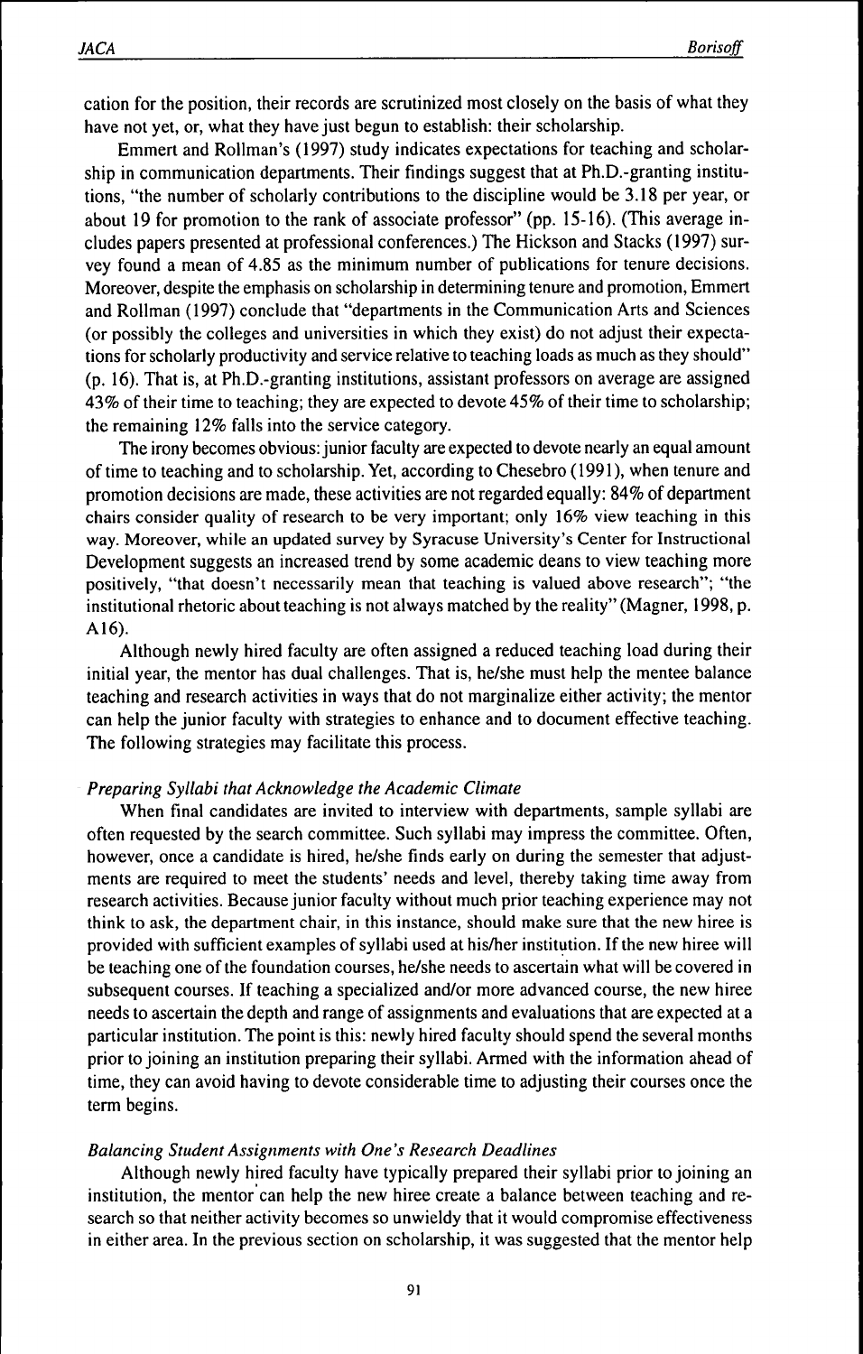cation for the position, their records are scrutinized most closely on the basis of what they have not yet, or, what they have just begun to establish: their scholarship.

Emmert and Rollman's (1997) study indicates expectations for teaching and scholarship in communication departments. Their findings suggest that at Ph.D.-granting institutions, "the number of scholarly contributions to the discipline would be 3.18 per year, or about 19 for promotion to the rank of associate professor" (pp. 15-16). (This average includes papers presented at professional conferences.) The Hickson and Stacks (1997) survey found a mean of 4.85 as the minimum number of publications for tenure decisions. Moreover, despite the emphasis on scholarship in determining tenure and promotion, Emmert and Rollman (1997) conclude that "departments in the Communication Arts and Sciences (or possibly the colleges and universities in which they exist) do not adjust their expectations for scholarly productivity and service relative to teaching loads as much as they should" (p. 16). That is, at Ph.D.-granting institutions, assistant professors on average are assigned 43% of their time to teaching; they are expected to devote 45% of their time to scholarship; the remaining 12% falls into the service category.

The irony becomes obvious: junior faculty are expected to devote nearly an equal amount of time to teaching and to scholarship. Yet, according to Chesebro (1991), when tenure and promotion decisions are made, these activities are not regarded equally: 84% of department chairs consider quality of research to be very important; only 16% view teaching in this way. Moreover, while an updated survey by Syracuse University's Center for Instructional Development suggests an increased trend by some academic deans to view teaching more positively, "that doesn't necessarily mean that teaching is valued above research"; "the institutional rhetoric about teaching is not always matched by the reality" (Magner, 1998, p. A16).

Although newly hired faculty are often assigned a reduced teaching load during their initial year, the mentor has dual challenges. That is, he/she must help the mentee balance teaching and research activities in ways that do not marginalize either activity; the mentor can help the junior faculty with strategies to enhance and to document effective teaching. The following strategies may facilitate this process.

### *Preparing Syllabi that Acknowledge the Academic Climate*

When final candidates are invited to interview with departments, sample syllabi are often requested by the search committee. Such syllabi may impress the committee. Often, however, once a candidate is hired, he/she finds early on during the semester that adjustments are required to meet the students' needs and level, thereby taking time away from research activities. Because junior faculty without much prior teaching experience may not think to ask, the department chair, in this instance, should make sure that the new hiree is provided with sufficient examples of syllabi used at his/her institution. If the new hiree will be teaching one of the foundation courses, he/she needs to ascertain what will be covered in subsequent courses. If teaching a specialized and/or more advanced course, the new hiree needs to ascertain the depth and range of assignments and evaluations that are expected at a particular institution. The point is this: newly hired faculty should spend the several months prior to joining an institution preparing their syllabi. Armed with the information ahead of time, they can avoid having to devote considerable time to adjusting their courses once the term begins.

### *Balancing Student Assignments with One's Research Deadlines*

Although newly hired faculty have typically prepared their syllabi prior to joining an institution, the mentor can help the new hiree create a balance between teaching and research so that neither activity becomes so unwieldy that it would compromise effectiveness in either area. In the previous section on scholarship, it was suggested that the mentor help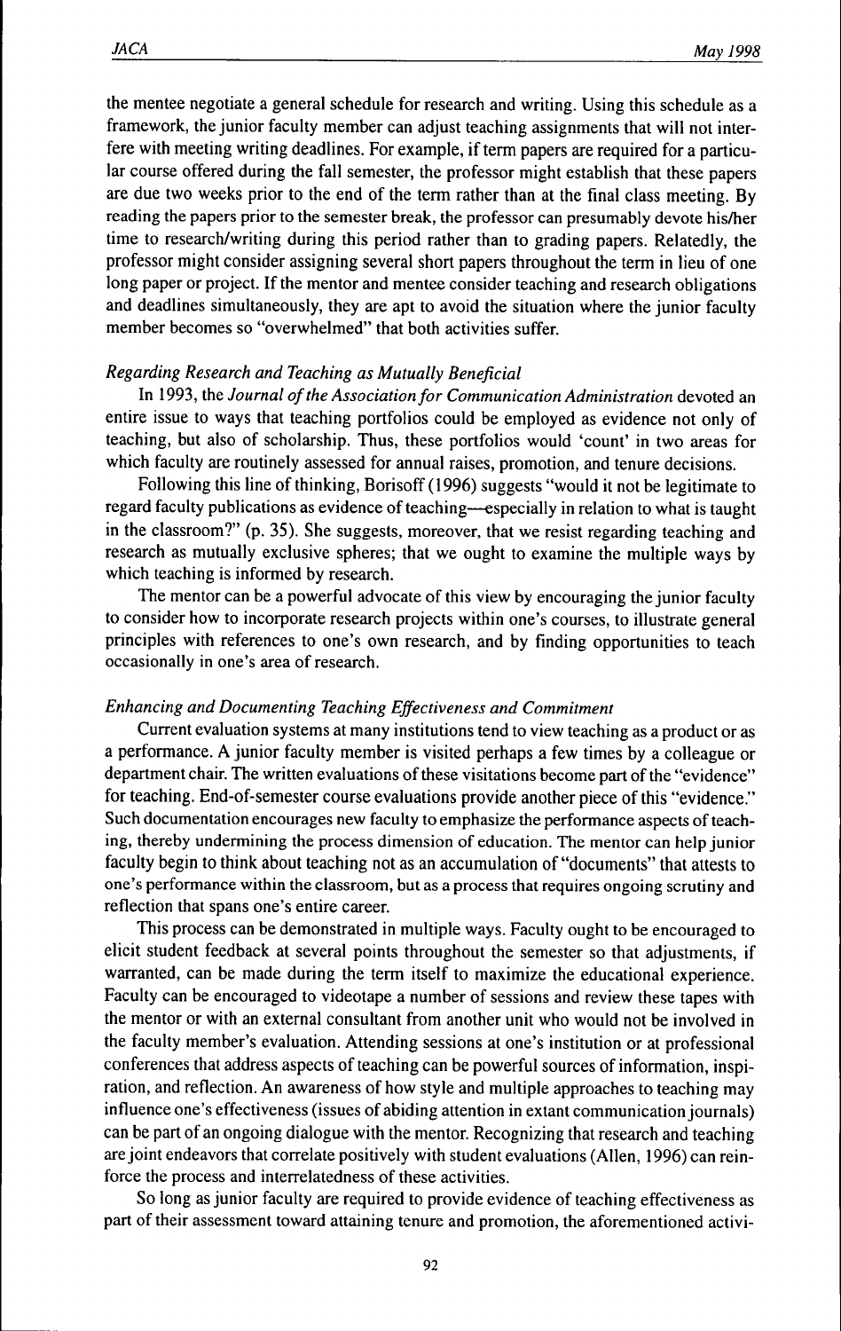the mentee negotiate a general schedule for research and writing. Using this schedule as a framework, the junior faculty member can adjust teaching assignments that will not interfere with meeting writing deadlines. For example, if term papers are required for a particular course offered during the fall semester, the professor might establish that these papers are due two weeks prior to the end of the term rather than at the final class meeting. By reading the papers prior to the semester break, the professor can presumably devote his/her time to research/writing during this period rather than to grading papers. Relatedly, the professor might consider assigning several short papers throughout the term in lieu of one long paper or project. If the mentor and mentee consider teaching and research obligations and deadlines simultaneously, they are apt to avoid the situation where the junior faculty member becomes so "overwhelmed" that both activities suffer.

### *Regarding Research and Teaching as Mutually Beneficial*

In 1993, the *Journal of the Association for Communication Administration* devoted an entire issue to ways that teaching portfolios could be employed as evidence not only of teaching, but also of scholarship. Thus, these portfolios would 'count' in two areas for which faculty are routinely assessed for annual raises, promotion, and tenure decisions.

Following this line of thinking, Borisoff (1996) suggests "would it not be legitimate to regard faculty publications as evidence of teaching—especially in relation to what is taught in the classroom?" (p. 35). She suggests, moreover, that we resist regarding teaching and research as mutually exclusive spheres; that we ought to examine the multiple ways by which teaching is informed by research.

The mentor can be a powerful advocate of this view by encouraging the junior faculty to consider how to incorporate research projects within one's courses, to illustrate general principles with references to one's own research, and by finding opportunities to teach occasionally in one's area of research.

### *Enhancing and Documenting Teaching Effectiveness and Commitment*

Current evaluation systems at many institutions tend to view teaching as a product or as a performance. A junior faculty member is visited perhaps a few times by a colleague or department chair. The written evaluations of these visitations become part of the "evidence" for teaching. End-of-semester course evaluations provide another piece of this "evidence." Such documentation encourages new faculty to emphasize the performance aspects of teaching, thereby undermining the process dimension of education. The mentor can help junior faculty begin to think about teaching not as an accumulation of "documents" that attests to one's performance within the classroom, but as a process that requires ongoing scrutiny and reflection that spans one's entire career.

This process can be demonstrated in multiple ways. Faculty ought to be encouraged to elicit student feedback at several points throughout the semester so that adjustments, if warranted, can be made during the term itself to maximize the educational experience. Faculty can be encouraged to videotape a number of sessions and review these tapes with the mentor or with an external consultant from another unit who would not be involved in the faculty member's evaluation. Attending sessions at one's institution or at professional conferences that address aspects of teaching can be powerful sources of information, inspiration, and reflection. An awareness of how style and multiple approaches to teaching may influence one's effectiveness (issues of abiding attention in extant communication journals) can be part of an ongoing dialogue with the mentor. Recognizing that research and teaching are joint endeavors that correlate positively with student evaluations (Allen, 1996) can reinforce the process and interrelatedness of these activities.

So long as junior faculty are required to provide evidence of teaching effectiveness as part of their assessment toward attaining tenure and promotion, the aforementioned activi-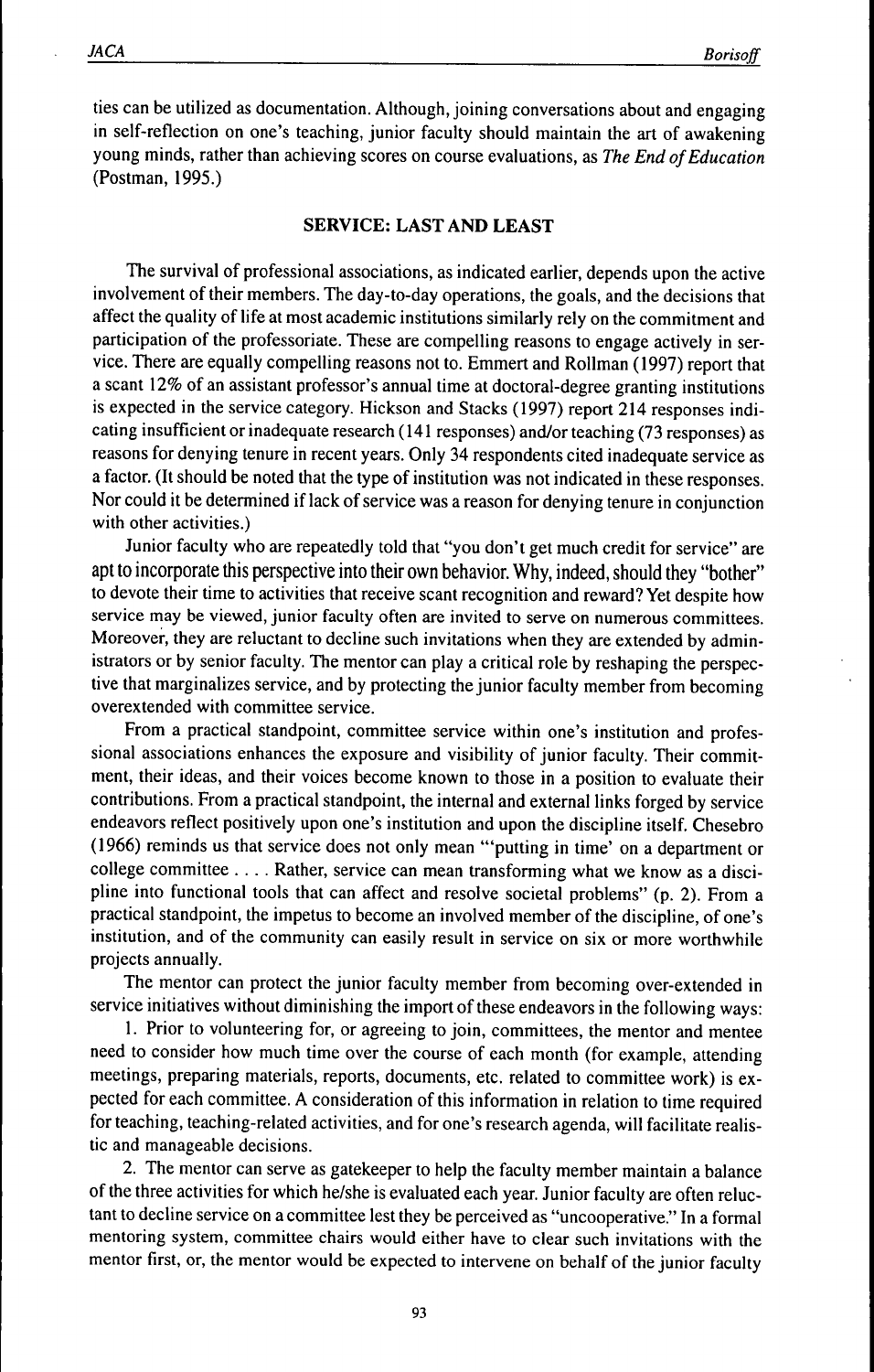ties can be utilized as documentation. Although, joining conversations about and engaging in self-reflection on one's teaching, junior faculty should maintain the art of awakening young minds, rather than achieving scores on course evaluations, as *The End of Education* (Postman, 1995.)

## SERVICE: LAST AND LEAST

The survival of professional associations, as indicated earlier, depends upon the active involvement of their members. The day-to-day operations, the goals, and the decisions that affect the quality of life at most academic institutions similarly rely on the commitment and participation of the professoriate. These are compelling reasons to engage actively in service. There are equally compelling reasons not to. Emmert and Rollman (1997) report that a scant 12% of an assistant professor's annual time at doctoral-degree granting institutions is expected in the service category. Hickson and Stacks (1997) report 214 responses indicating insufficient or inadequate research (141 responses) and/or teaching (73 responses) as reasons for denying tenure in recent years. Only 34 respondents cited inadequate service as a factor. (It should be noted that the type of institution was not indicated in these responses. Nor could it be determined if lack of service was a reason for denying tenure in conjunction with other activities.)

Junior faculty who are repeatedly told that "you don't get much credit for service" are apt to incorporate this perspective into their own behavior. Why, indeed, should they "bother" to devote their time to activities that receive scant recognition and reward? Yet despite how service may be viewed, junior faculty often are invited to serve on numerous committees. Moreover, they are reluctant to decline such invitations when they are extended by administrators or by senior faculty. The mentor can play a critical role by reshaping the perspective that marginalizes service, and by protecting the junior faculty member from becoming overextended with committee service.

From a practical standpoint, committee service within one's institution and professional associations enhances the exposure and visibility of junior faculty. Their commitment, their ideas, and their voices become known to those in a position to evaluate their contributions. From a practical standpoint, the internal and external links forged by service endeavors reflect positively upon one's institution and upon the discipline itself. Chesebro (1966) reminds us that service does not only mean "'putting in time' on a department or college committee . . . . Rather, service can mean transforming what we know as a discipline into functional tools that can affect and resolve societal problems" (p. 2). From a practical standpoint, the impetus to become an involved member of the discipline, of one's institution, and of the community can easily result in service on six or more worthwhile projects annually.

The mentor can protect the junior faculty member from becoming over-extended in service initiatives without diminishing the import of these endeavors in the following ways:

1. Prior to volunteering for, or agreeing to join, committees, the mentor and mentee need to consider how much time over the course of each month (for example, attending meetings, preparing materials, reports, documents, etc. related to committee work) is expected for each committee. A consideration of this information in relation to time required for teaching, teaching-related activities, and for one's research agenda, will facilitate realistic and manageable decisions.

2. The mentor can serve as gatekeeper to help the faculty member maintain a balance of the three activities for which he/she is evaluated each year. Junior faculty are often reluctant to decline service on a committee lest they be perceived as "uncooperative." In a formal mentoring system, committee chairs would either have to clear such invitations with the mentor first, or, the mentor would be expected to intervene on behalf of the junior faculty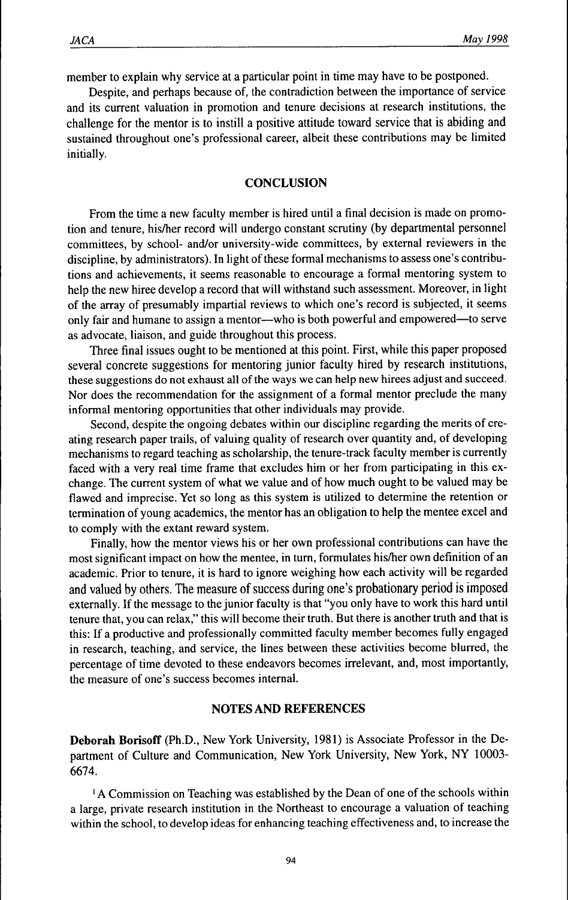member to explain why service at a particular point in time may have to be postponed.

Despite, and perhaps because of, the contradiction between the importance of service and its current valuation in promotion and tenure decisions at research institutions, the challenge for the mentor is to instill a positive attitude toward service that is abiding and sustained throughout one's professional career, albeit these contributions may be limited initially.

## CONCLUSION

From the time a new faculty member is hired until a final decision is made on promotion and tenure, his/her record will undergo constant scrutiny (by departmental personnel committees, by school- and/or university-wide committees, by external reviewers in the discipline, by administrators). In light of these formal mechanisms to assess one's contributions and achievements, it seems reasonable to encourage a formal mentoring system to help the new hiree develop a record that will withstand such assessment. Moreover, in light of the array of presumably impartial reviews to which one's record is subjected, it seems only fair and humane to assign a mentor—who is both powerful and empowered—to serve as advocate, liaison, and guide throughout this process.

Three final issues ought to be mentioned at this point. First, while this paper proposed several concrete suggestions for mentoring junior faculty hired by research institutions, these suggestions do not exhaust all of the ways we can help new hirees adjust and succeed. Nor does the recommendation for the assignment of a formal mentor preclude the many informal mentoring opportunities that other individuals may provide.

Second, despite the ongoing debates within our discipline regarding the merits of creating research paper trails, of valuing quality of research over quantity and, of developing mechanisms to regard teaching as scholarship, the tenure-track faculty member is currently faced with a very real time frame that excludes him or her from participating in this exchange. The current system of what we value and of how much ought to be valued may be flawed and imprecise. Yet so long as this system is utilized to determine the retention or termination of young academics, the mentor has an obligation to help the mentee excel and to comply with the extant reward system.

Finally, how the mentor views his or her own professional contributions can have the most significant impact on how the mentee, in turn, formulates his/her own definition of an academic. Prior to tenure, it is hard to ignore weighing how each activity will be regarded and valued by others. The measure of success during one's probationary period is imposed externally. If the message to the junior faculty is that "you only have to work this hard until tenure that, you can relax," this will become their truth. But there is another truth and that is this: If a productive and professionally committed faculty member becomes fully engaged in research, teaching, and service, the lines between these activities become blurred, the percentage of time devoted to these endeavors becomes irrelevant, and, most importantly, the measure of one's success becomes internal.

## NOTES AND REFERENCES

**Deborah Borisoff** (Ph.D., New York University, 1981) is Associate Professor in the Department of Culture and Communication, New York University, New York, NY 10003-6674.

[1] A Commission on Teaching was established by the Dean of one of the schools within a large, private research institution in the Northeast to encourage a valuation of teaching within the school, to develop ideas for enhancing teaching effectiveness and, to increase the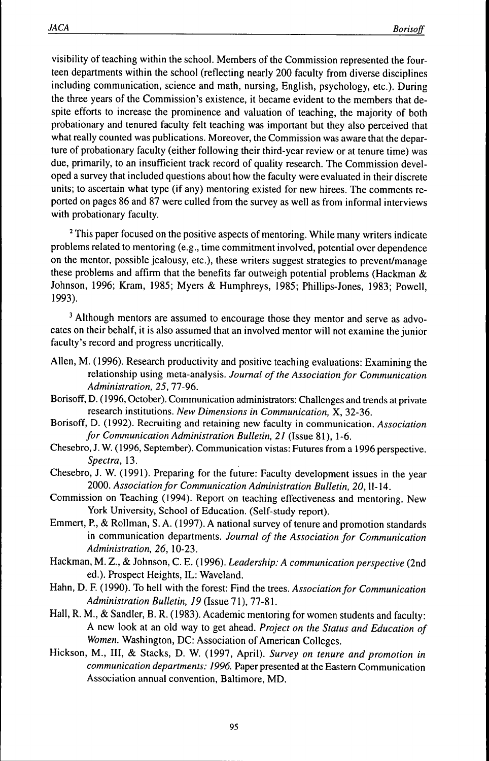visibility of teaching within the school. Members of the Commission represented the fourteen departments within the school (reflecting nearly 200 faculty from diverse disciplines including communication, science and math, nursing, English, psychology, etc.). During the three years of the Commission's existence, it became evident to the members that despite efforts to increase the prominence and valuation of teaching, the majority of both probationary and tenured faculty felt teaching was important but they also perceived that what really counted was publications. Moreover, the Commission was aware that the departure of probationary faculty (either following their third-year review or at tenure time) was due, primarily, to an insufficient track record of quality research. The Commission developed a survey that included questions about how the faculty were evaluated in their discrete units; to ascertain what type (if any) mentoring existed for new hirees. The comments reported on pages 86 and 87 were culled from the survey as well as from informal interviews with probationary faculty.

[2] This paper focused on the positive aspects of mentoring. While many writers indicate problems related to mentoring (e.g., time commitment involved, potential over dependence on the mentor, possible jealousy, etc.), these writers suggest strategies to prevent/manage these problems and affirm that the benefits far outweigh potential problems (Hackman & Johnson, 1996; Kram, 1985; Myers & Humphreys, 1985; Phillips-Jones, 1983; Powell, 1993).

[3] Although mentors are assumed to encourage those they mentor and serve as advocates on their behalf, it is also assumed that an involved mentor will not examine the junior faculty's record and progress uncritically.

Allen, M. (1996). Research productivity and positive teaching evaluations: Examining the relationship using meta-analysis. *Journal of the Association for Communication Administration, 25*, 77-96.

Borisoff, D. (1996, October). Communication administrators: Challenges and trends at private research institutions. *New Dimensions in Communication*, X, 32-36.

Borisoff, D. (1992). Recruiting and retaining new faculty in communication. *Association for Communication Administration Bulletin, 21* (Issue 81), 1-6.

Chesebro, J. W. (1996, September). Communication vistas: Futures from a 1996 perspective. *Spectra*, 13.

Chesebro, J. W. (1991). Preparing for the future: Faculty development issues in the year 2000. *Association for Communication Administration Bulletin, 20*, 11-14.

Commission on Teaching (1994). Report on teaching effectiveness and mentoring. New York University, School of Education. (Self-study report).

Emmert, P., & Rollman, S. A. (1997). A national survey of tenure and promotion standards in communication departments. *Journal of the Association for Communication Administration, 26*, 10-23.

Hackman, M. Z., & Johnson, C. E. (1996). *Leadership: A communication perspective* (2nd ed.). Prospect Heights, IL: Waveland.

Hahn, D. F. (1990). To hell with the forest: Find the trees. *Association for Communication Administration Bulletin, 19* (Issue 71), 77-81.

Hall, R. M., & Sandler, B. R. (1983). Academic mentoring for women students and faculty: A new look at an old way to get ahead. *Project on the Status and Education of Women*. Washington, DC: Association of American Colleges.

Hickson, M., III, & Stacks, D. W. (1997, April). *Survey on tenure and promotion in communication departments: 1996*. Paper presented at the Eastern Communication Association annual convention, Baltimore, MD.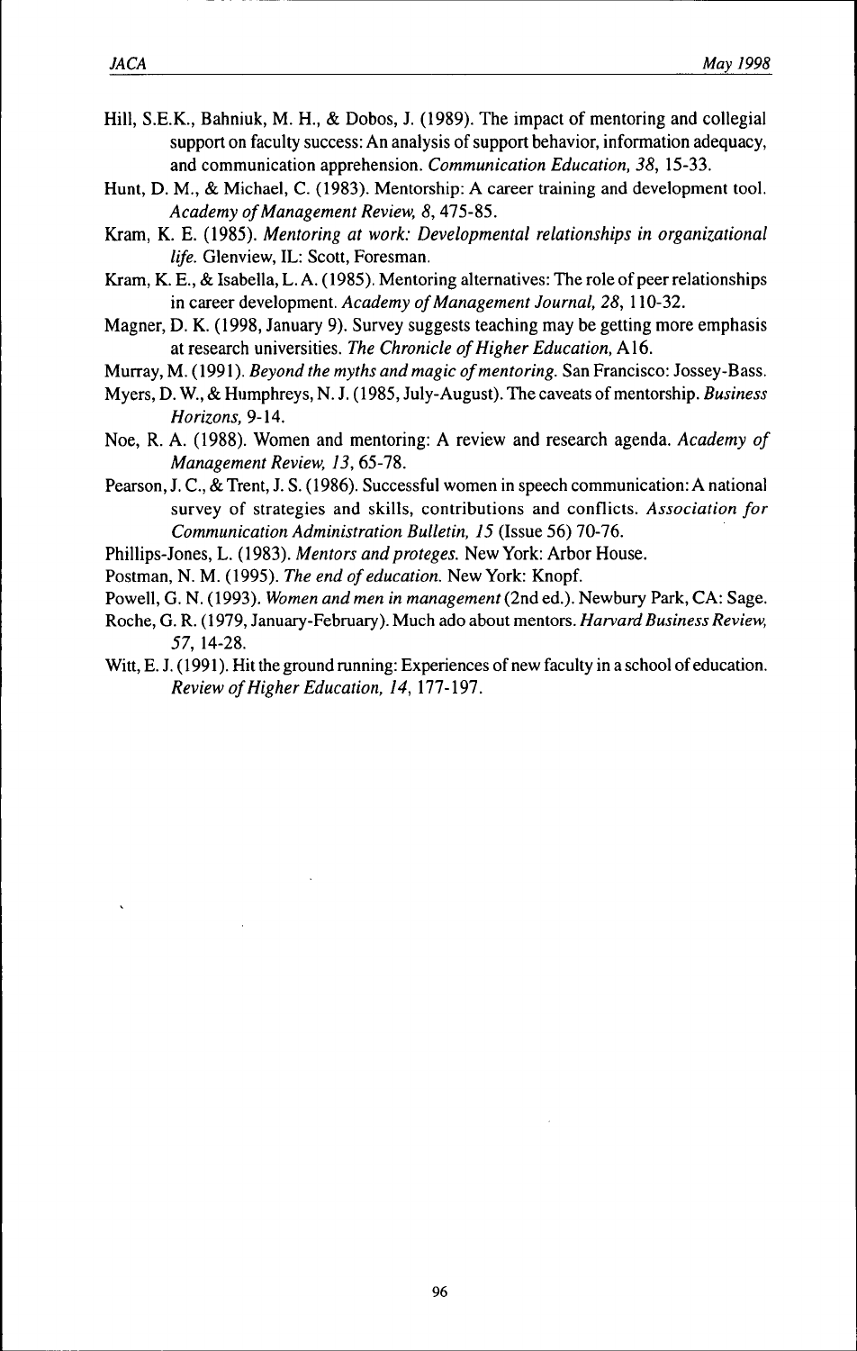Hill, S.E.K., Bahniuk, M. H., & Dobos, J. (1989). The impact of mentoring and collegial support on faculty success: An analysis of support behavior, information adequacy, and communication apprehension. *Communication Education, 38*, 15-33.

Hunt, D. M., & Michael, C. (1983). Mentorship: A career training and development tool. *Academy of Management Review, 8*, 475-85.

Kram, K. E. (1985). *Mentoring at work: Developmental relationships in organizational life.* Glenview, IL: Scott, Foresman.

Kram, K. E., & Isabella, L. A. (1985). Mentoring alternatives: The role of peer relationships in career development. *Academy of Management Journal, 28*, 110-32.

Magner, D. K. (1998, January 9). Survey suggests teaching may be getting more emphasis at research universities. *The Chronicle of Higher Education*, A16.

Murray, M. (1991). *Beyond the myths and magic of mentoring.* San Francisco: Jossey-Bass.

Myers, D. W., & Humphreys, N. J. (1985, July-August). The caveats of mentorship. *Business Horizons*, 9-14.

Noe, R. A. (1988). Women and mentoring: A review and research agenda. *Academy of Management Review, 13*, 65-78.

Pearson, J. C., & Trent, J. S. (1986). Successful women in speech communication: A national survey of strategies and skills, contributions and conflicts. *Association for Communication Administration Bulletin, 15* (Issue 56) 70-76.

Phillips-Jones, L. (1983). *Mentors and proteges.* New York: Arbor House.

Postman, N. M. (1995). *The end of education.* New York: Knopf.

Powell, G. N. (1993). *Women and men in management* (2nd ed.). Newbury Park, CA: Sage.

Roche, G. R. (1979, January-February). Much ado about mentors. *Harvard Business Review, 57*, 14-28.

Witt, E. J. (1991). Hit the ground running: Experiences of new faculty in a school of education. *Review of Higher Education, 14*, 177-197.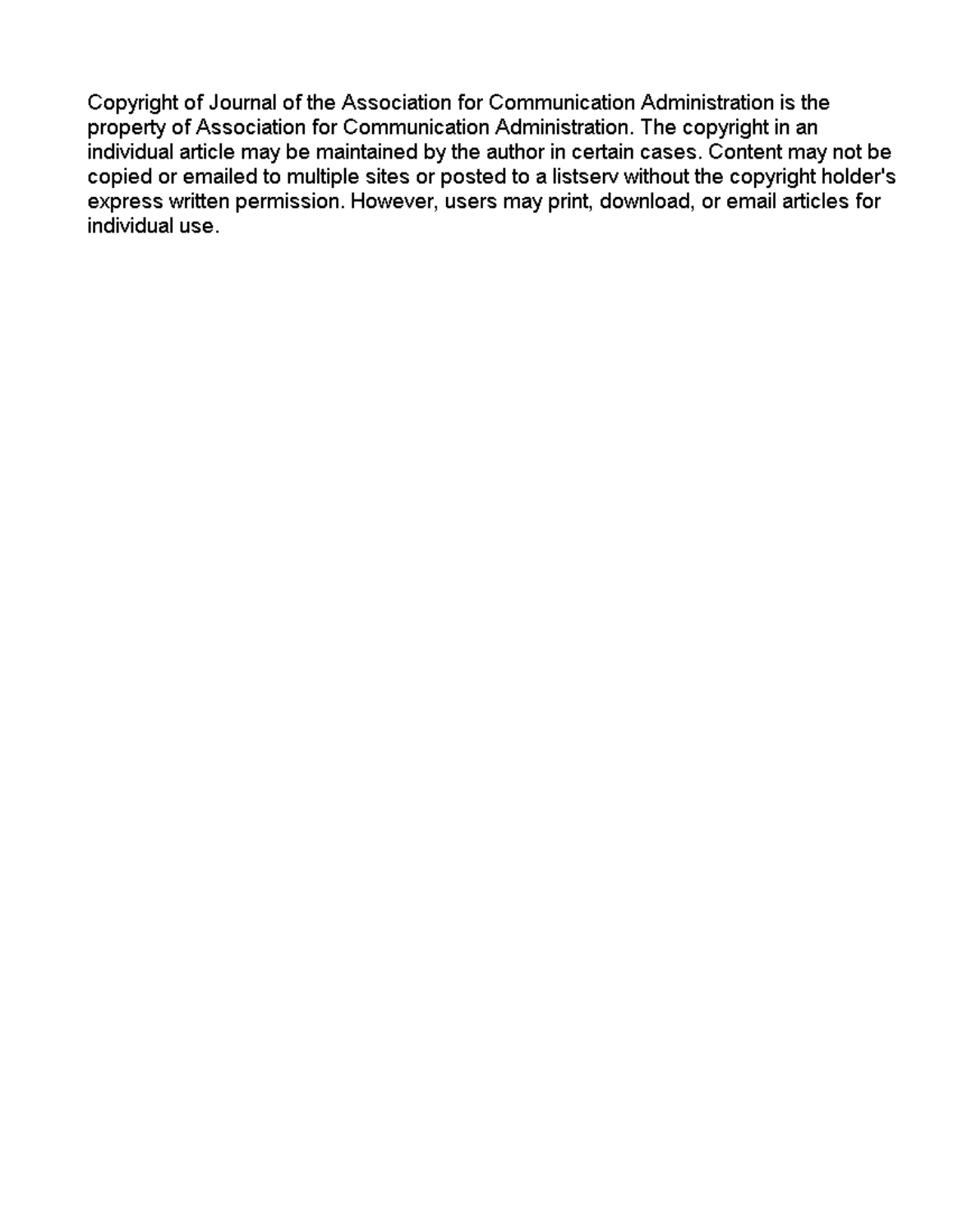Copyright of Journal of the Association for Communication Administration is the property of Association for Communication Administration. The copyright in an individual article may be maintained by the author in certain cases. Content may not be copied or emailed to multiple sites or posted to a listserv without the copyright holder's express written permission. However, users may print, download, or email articles for individual use.